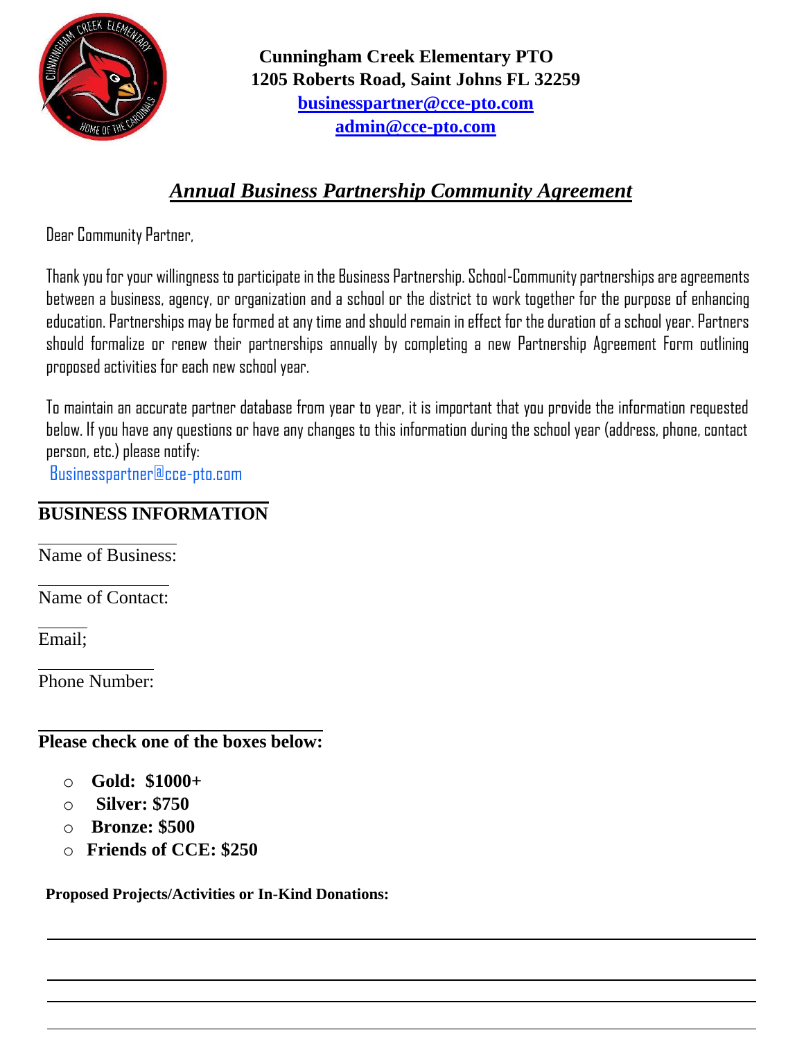**Cunningham Creek Elementary PTO**
**1205 Roberts Road, Saint Johns FL 32259**
**businesspartner@cce-pto.com**
**admin@cce-pto.com**

## *Annual Business Partnership Community Agreement*

Dear Community Partner,

Thank you for your willingness to participate in the Business Partnership. School-Community partnerships are agreements between a business, agency, or organization and a school or the district to work together for the purpose of enhancing education. Partnerships may be formed at any time and should remain in effect for the duration of a school year. Partners should formalize or renew their partnerships annually by completing a new Partnership Agreement Form outlining proposed activities for each new school year.

To maintain an accurate partner database from year to year, it is important that you provide the information requested below. If you have any questions or have any changes to this information during the school year (address, phone, contact person, etc.) please notify:
Businesspartner@cce-pto.com

**BUSINESS INFORMATION**

Name of Business:

Name of Contact:

Email;

Phone Number:

**Please check one of the boxes below:**

- ○ **Gold: $1000+**
- ○ **Silver: $750**
- ○ **Bronze: $500**
- ○ **Friends of CCE: $250**

**Proposed Projects/Activities or In-Kind Donations:**

______________________________________________________________________

______________________________________________________________________

______________________________________________________________________

______________________________________________________________________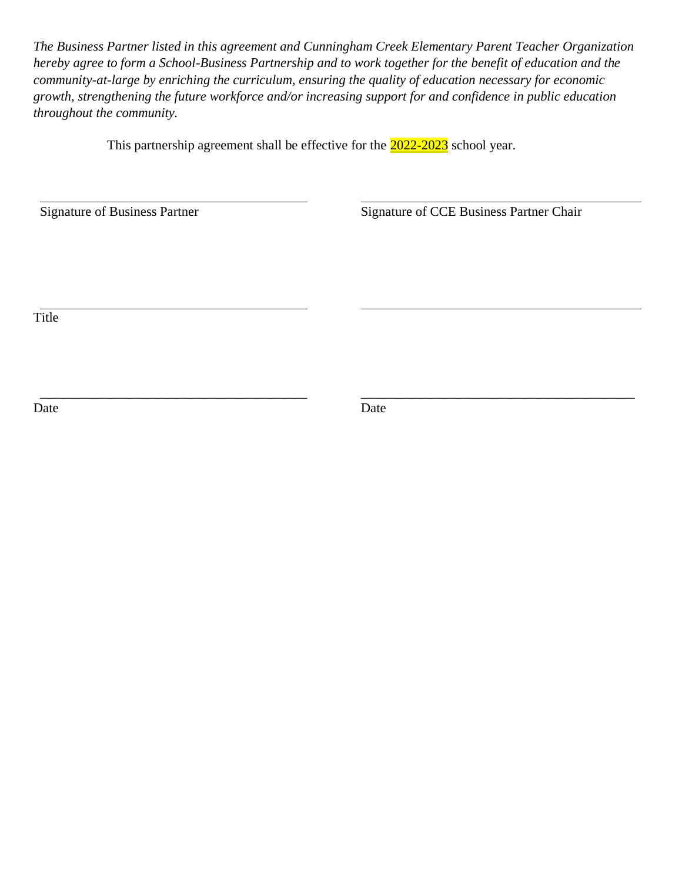*The Business Partner listed in this agreement and Cunningham Creek Elementary Parent Teacher Organization hereby agree to form a School-Business Partnership and to work together for the benefit of education and the community-at-large by enriching the curriculum, ensuring the quality of education necessary for economic growth, strengthening the future workforce and/or increasing support for and confidence in public education throughout the community.*

This partnership agreement shall be effective for the 2022-2023 school year.

_________________________________________ _________________________________________

Signature of Business Partner Signature of CCE Business Partner Chair

_________________________________________ _________________________________________

Title

_________________________________________ _________________________________________

Date Date